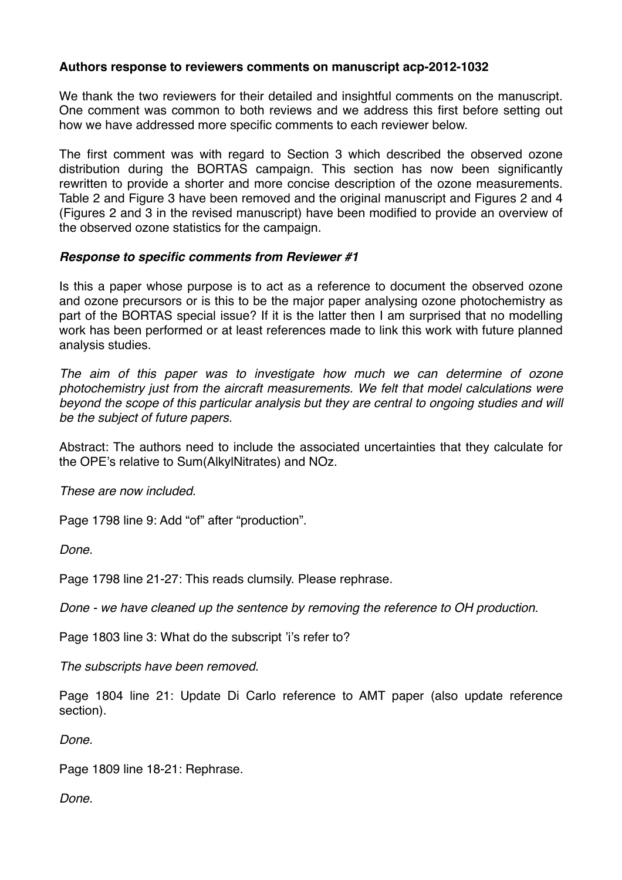**Authors response to reviewers comments on manuscript acp-2012-1032**

We thank the two reviewers for their detailed and insightful comments on the manuscript. One comment was common to both reviews and we address this first before setting out how we have addressed more specific comments to each reviewer below.

The first comment was with regard to Section 3 which described the observed ozone distribution during the BORTAS campaign. This section has now been significantly rewritten to provide a shorter and more concise description of the ozone measurements. Table 2 and Figure 3 have been removed and the original manuscript and Figures 2 and 4 (Figures 2 and 3 in the revised manuscript) have been modified to provide an overview of the observed ozone statistics for the campaign.

***Response to specific comments from Reviewer #1***

Is this a paper whose purpose is to act as a reference to document the observed ozone and ozone precursors or is this to be the major paper analysing ozone photochemistry as part of the BORTAS special issue? If it is the latter then I am surprised that no modelling work has been performed or at least references made to link this work with future planned analysis studies.

*The aim of this paper was to investigate how much we can determine of ozone photochemistry just from the aircraft measurements. We felt that model calculations were beyond the scope of this particular analysis but they are central to ongoing studies and will be the subject of future papers.*

Abstract: The authors need to include the associated uncertainties that they calculate for the OPE's relative to Sum(AlkylNitrates) and NOz.

*These are now included.*

Page 1798 line 9: Add "of" after "production".

*Done.*

Page 1798 line 21-27: This reads clumsily. Please rephrase.

*Done - we have cleaned up the sentence by removing the reference to OH production.*

Page 1803 line 3: What do the subscript 'i's refer to?

*The subscripts have been removed.*

Page 1804 line 21: Update Di Carlo reference to AMT paper (also update reference section).

*Done.*

Page 1809 line 18-21: Rephrase.

*Done.*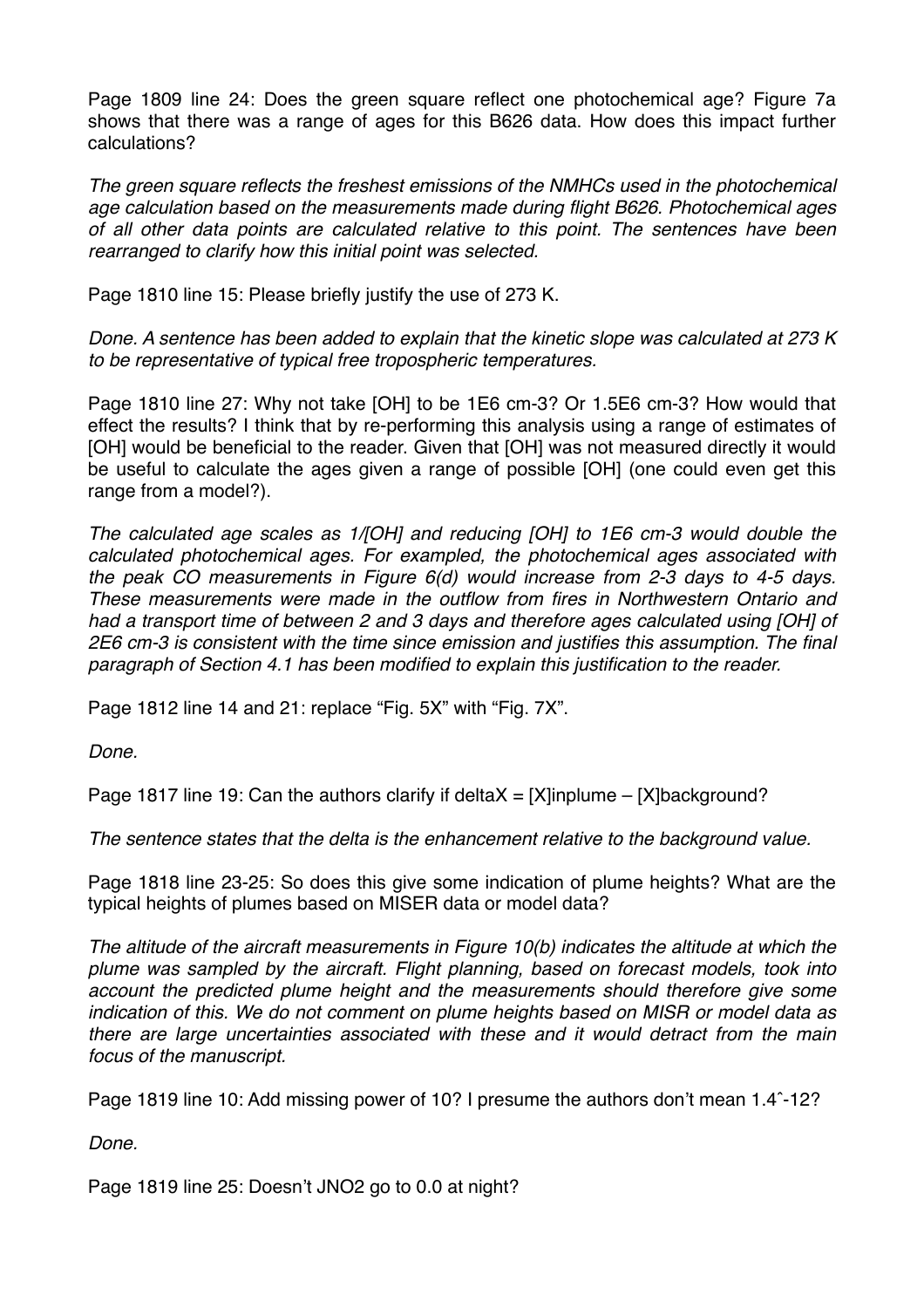Page 1809 line 24: Does the green square reflect one photochemical age? Figure 7a shows that there was a range of ages for this B626 data. How does this impact further calculations?

*The green square reflects the freshest emissions of the NMHCs used in the photochemical age calculation based on the measurements made during flight B626. Photochemical ages of all other data points are calculated relative to this point. The sentences have been rearranged to clarify how this initial point was selected.*

Page 1810 line 15: Please briefly justify the use of 273 K.

*Done. A sentence has been added to explain that the kinetic slope was calculated at 273 K to be representative of typical free tropospheric temperatures.*

Page 1810 line 27: Why not take [OH] to be 1E6 cm-3? Or 1.5E6 cm-3? How would that effect the results? I think that by re-performing this analysis using a range of estimates of [OH] would be beneficial to the reader. Given that [OH] was not measured directly it would be useful to calculate the ages given a range of possible [OH] (one could even get this range from a model?).

*The calculated age scales as 1/[OH] and reducing [OH] to 1E6 cm-3 would double the calculated photochemical ages. For exampled, the photochemical ages associated with the peak CO measurements in Figure 6(d) would increase from 2-3 days to 4-5 days. These measurements were made in the outflow from fires in Northwestern Ontario and had a transport time of between 2 and 3 days and therefore ages calculated using [OH] of 2E6 cm-3 is consistent with the time since emission and justifies this assumption. The final paragraph of Section 4.1 has been modified to explain this justification to the reader.*

Page 1812 line 14 and 21: replace "Fig. 5X" with "Fig. 7X".

*Done.*

Page 1817 line 19: Can the authors clarify if deltaX = [X]inplume – [X]background?

*The sentence states that the delta is the enhancement relative to the background value.*

Page 1818 line 23-25: So does this give some indication of plume heights? What are the typical heights of plumes based on MISER data or model data?

*The altitude of the aircraft measurements in Figure 10(b) indicates the altitude at which the plume was sampled by the aircraft. Flight planning, based on forecast models, took into account the predicted plume height and the measurements should therefore give some indication of this. We do not comment on plume heights based on MISR or model data as there are large uncertainties associated with these and it would detract from the main focus of the manuscript.*

Page 1819 line 10: Add missing power of 10? I presume the authors don't mean 1.4ˆ-12?

*Done.*

Page 1819 line 25: Doesn't JNO2 go to 0.0 at night?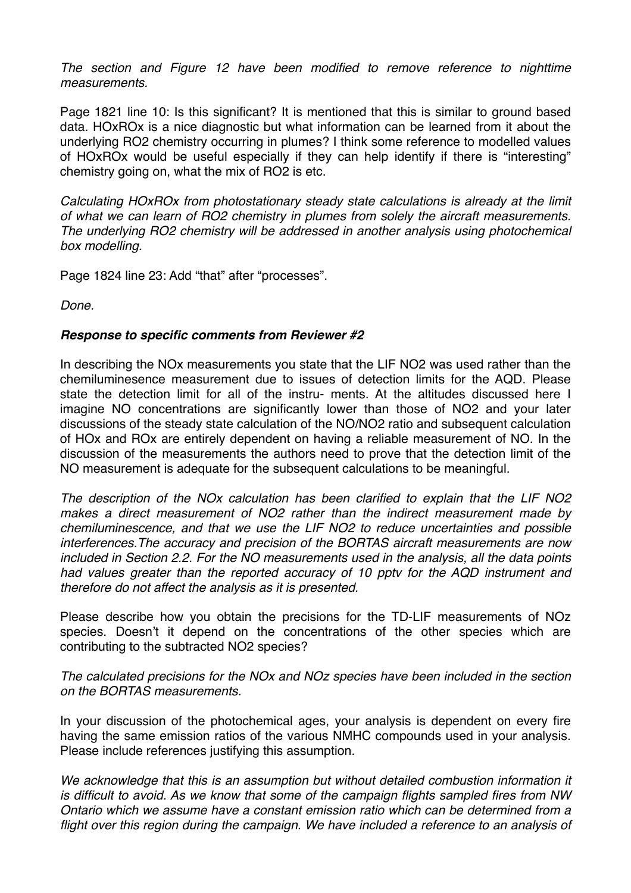*The section and Figure 12 have been modified to remove reference to nighttime measurements.*

Page 1821 line 10: Is this significant? It is mentioned that this is similar to ground based data. HOxROx is a nice diagnostic but what information can be learned from it about the underlying RO2 chemistry occurring in plumes? I think some reference to modelled values of HOxROx would be useful especially if they can help identify if there is "interesting" chemistry going on, what the mix of RO2 is etc.

*Calculating HOxROx from photostationary steady state calculations is already at the limit of what we can learn of RO2 chemistry in plumes from solely the aircraft measurements. The underlying RO2 chemistry will be addressed in another analysis using photochemical box modelling.*

Page 1824 line 23: Add "that" after "processes".

*Done.*

### ***Response to specific comments from Reviewer #2***

In describing the NOx measurements you state that the LIF NO2 was used rather than the chemiluminesence measurement due to issues of detection limits for the AQD. Please state the detection limit for all of the instru- ments. At the altitudes discussed here I imagine NO concentrations are significantly lower than those of NO2 and your later discussions of the steady state calculation of the NO/NO2 ratio and subsequent calculation of HOx and ROx are entirely dependent on having a reliable measurement of NO. In the discussion of the measurements the authors need to prove that the detection limit of the NO measurement is adequate for the subsequent calculations to be meaningful.

*The description of the NOx calculation has been clarified to explain that the LIF NO2 makes a direct measurement of NO2 rather than the indirect measurement made by chemiluminescence, and that we use the LIF NO2 to reduce uncertainties and possible interferences.The accuracy and precision of the BORTAS aircraft measurements are now included in Section 2.2. For the NO measurements used in the analysis, all the data points had values greater than the reported accuracy of 10 pptv for the AQD instrument and therefore do not affect the analysis as it is presented.*

Please describe how you obtain the precisions for the TD-LIF measurements of NOz species. Doesn't it depend on the concentrations of the other species which are contributing to the subtracted NO2 species?

*The calculated precisions for the NOx and NOz species have been included in the section on the BORTAS measurements.*

In your discussion of the photochemical ages, your analysis is dependent on every fire having the same emission ratios of the various NMHC compounds used in your analysis. Please include references justifying this assumption.

*We acknowledge that this is an assumption but without detailed combustion information it is difficult to avoid. As we know that some of the campaign flights sampled fires from NW Ontario which we assume have a constant emission ratio which can be determined from a flight over this region during the campaign. We have included a reference to an analysis of*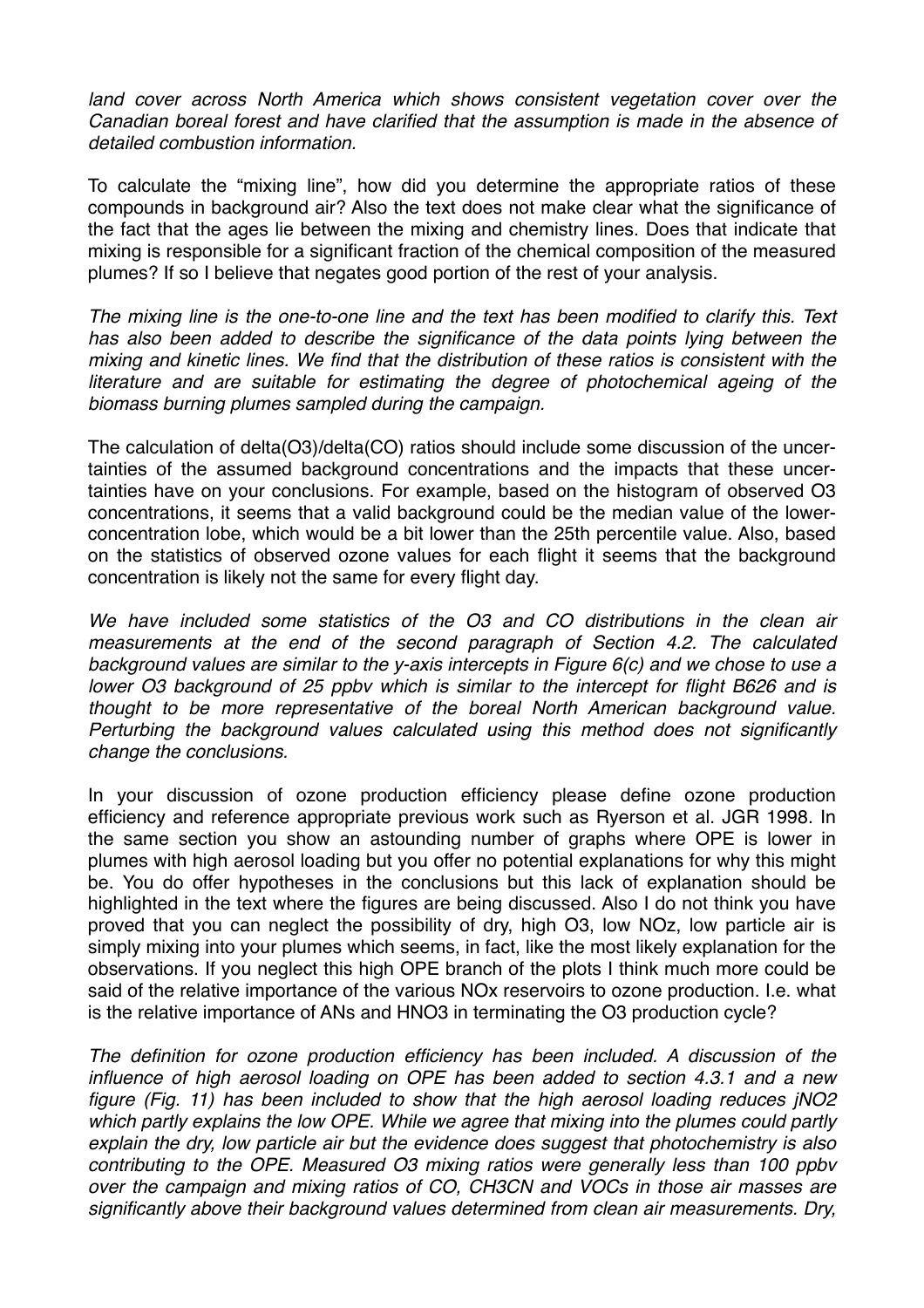*land cover across North America which shows consistent vegetation cover over the Canadian boreal forest and have clarified that the assumption is made in the absence of detailed combustion information.*

To calculate the "mixing line", how did you determine the appropriate ratios of these compounds in background air? Also the text does not make clear what the significance of the fact that the ages lie between the mixing and chemistry lines. Does that indicate that mixing is responsible for a significant fraction of the chemical composition of the measured plumes? If so I believe that negates good portion of the rest of your analysis.

*The mixing line is the one-to-one line and the text has been modified to clarify this. Text has also been added to describe the significance of the data points lying between the mixing and kinetic lines. We find that the distribution of these ratios is consistent with the literature and are suitable for estimating the degree of photochemical ageing of the biomass burning plumes sampled during the campaign.*

The calculation of delta($O_3$)/delta(CO) ratios should include some discussion of the uncertainties of the assumed background concentrations and the impacts that these uncertainties have on your conclusions. For example, based on the histogram of observed $O_3$ concentrations, it seems that a valid background could be the median value of the lower-concentration lobe, which would be a bit lower than the 25th percentile value. Also, based on the statistics of observed ozone values for each flight it seems that the background concentration is likely not the same for every flight day.

*We have included some statistics of the $O_3$ and CO distributions in the clean air measurements at the end of the second paragraph of Section 4.2. The calculated background values are similar to the y-axis intercepts in Figure 6(c) and we chose to use a lower $O_3$ background of 25 ppbv which is similar to the intercept for flight B626 and is thought to be more representative of the boreal North American background value. Perturbing the background values calculated using this method does not significantly change the conclusions.*

In your discussion of ozone production efficiency please define ozone production efficiency and reference appropriate previous work such as Ryerson et al. JGR 1998. In the same section you show an astounding number of graphs where OPE is lower in plumes with high aerosol loading but you offer no potential explanations for why this might be. You do offer hypotheses in the conclusions but this lack of explanation should be highlighted in the text where the figures are being discussed. Also I do not think you have proved that you can neglect the possibility of dry, high $O_3$, low $NO_z$, low particle air is simply mixing into your plumes which seems, in fact, like the most likely explanation for the observations. If you neglect this high OPE branch of the plots I think much more could be said of the relative importance of the various $NO_x$ reservoirs to ozone production. I.e. what is the relative importance of ANs and $HNO_3$ in terminating the $O_3$ production cycle?

*The definition for ozone production efficiency has been included. A discussion of the influence of high aerosol loading on OPE has been added to section 4.3.1 and a new figure (Fig. 11) has been included to show that the high aerosol loading reduces $jNO_2$ which partly explains the low OPE. While we agree that mixing into the plumes could partly explain the dry, low particle air but the evidence does suggest that photochemistry is also contributing to the OPE. Measured $O_3$ mixing ratios were generally less than 100 ppbv over the campaign and mixing ratios of CO, $CH_3CN$ and VOCs in those air masses are significantly above their background values determined from clean air measurements. Dry,*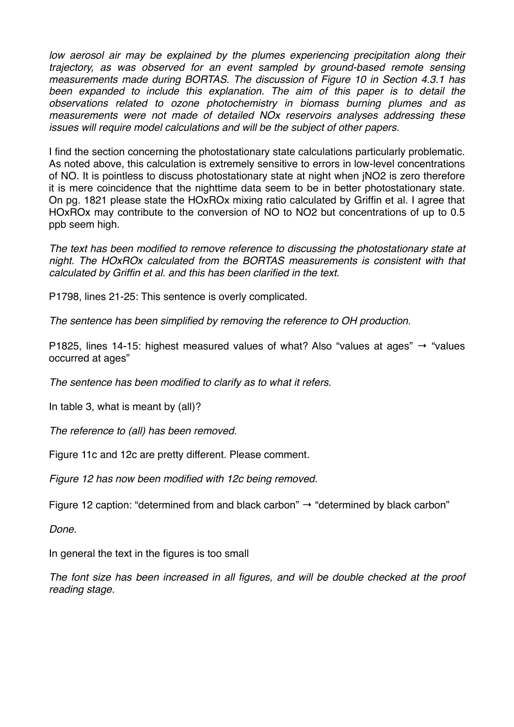*low aerosol air may be explained by the plumes experiencing precipitation along their trajectory, as was observed for an event sampled by ground-based remote sensing measurements made during BORTAS. The discussion of Figure 10 in Section 4.3.1 has been expanded to include this explanation. The aim of this paper is to detail the observations related to ozone photochemistry in biomass burning plumes and as measurements were not made of detailed NOx reservoirs analyses addressing these issues will require model calculations and will be the subject of other papers.*

I find the section concerning the photostationary state calculations particularly problematic. As noted above, this calculation is extremely sensitive to errors in low-level concentrations of NO. It is pointless to discuss photostationary state at night when jNO2 is zero therefore it is mere coincidence that the nighttime data seem to be in better photostationary state. On pg. 1821 please state the HOxROx mixing ratio calculated by Griffin et al. I agree that HOxROx may contribute to the conversion of NO to NO2 but concentrations of up to 0.5 ppb seem high.

*The text has been modified to remove reference to discussing the photostationary state at night. The HOxROx calculated from the BORTAS measurements is consistent with that calculated by Griffin et al. and this has been clarified in the text.*

P1798, lines 21-25: This sentence is overly complicated.

*The sentence has been simplified by removing the reference to OH production.*

P1825, lines 14-15: highest measured values of what? Also "values at ages" → "values occurred at ages"

*The sentence has been modified to clarify as to what it refers.*

In table 3, what is meant by (all)?

*The reference to (all) has been removed.*

Figure 11c and 12c are pretty different. Please comment.

*Figure 12 has now been modified with 12c being removed.*

Figure 12 caption: "determined from and black carbon" → "determined by black carbon"

*Done.*

In general the text in the figures is too small

*The font size has been increased in all figures, and will be double checked at the proof reading stage.*